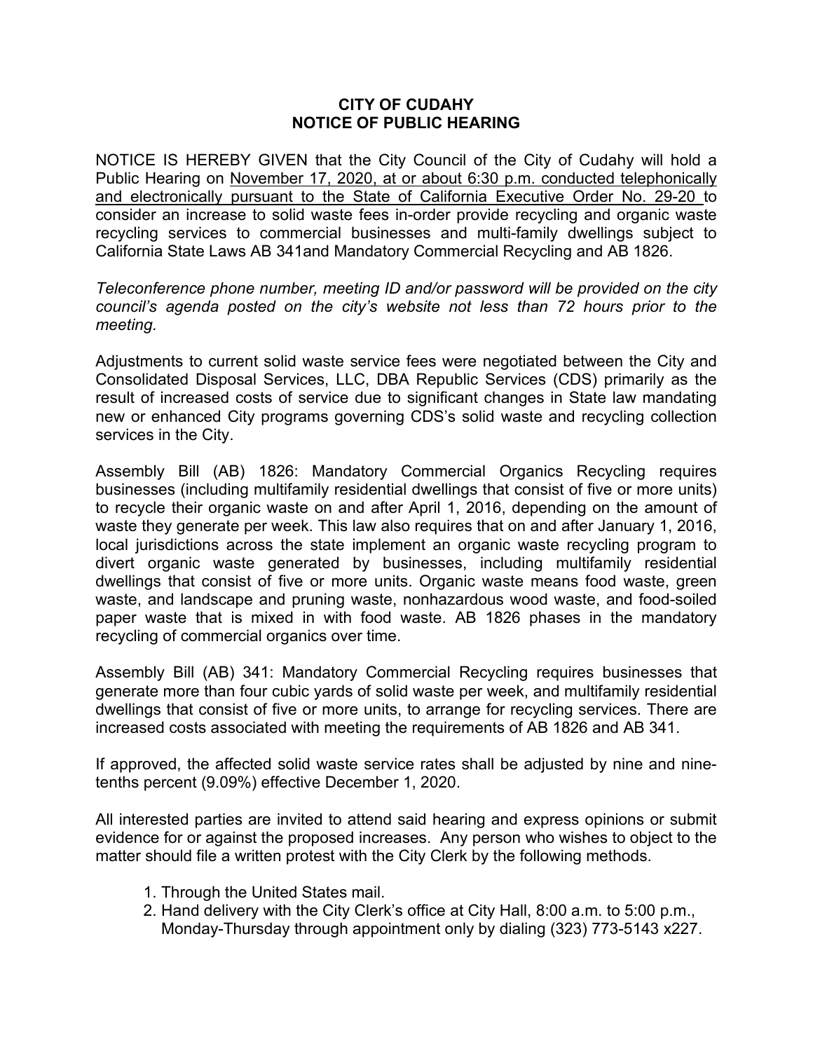**CITY OF CUDAHY**
**NOTICE OF PUBLIC HEARING**

NOTICE IS HEREBY GIVEN that the City Council of the City of Cudahy will hold a Public Hearing on November 17, 2020, at or about 6:30 p.m. conducted telephonically and electronically pursuant to the State of California Executive Order No. 29-20 to consider an increase to solid waste fees in-order provide recycling and organic waste recycling services to commercial businesses and multi-family dwellings subject to California State Laws AB 341and Mandatory Commercial Recycling and AB 1826.

*Teleconference phone number, meeting ID and/or password will be provided on the city council's agenda posted on the city's website not less than 72 hours prior to the meeting.*

Adjustments to current solid waste service fees were negotiated between the City and Consolidated Disposal Services, LLC, DBA Republic Services (CDS) primarily as the result of increased costs of service due to significant changes in State law mandating new or enhanced City programs governing CDS's solid waste and recycling collection services in the City.

Assembly Bill (AB) 1826: Mandatory Commercial Organics Recycling requires businesses (including multifamily residential dwellings that consist of five or more units) to recycle their organic waste on and after April 1, 2016, depending on the amount of waste they generate per week. This law also requires that on and after January 1, 2016, local jurisdictions across the state implement an organic waste recycling program to divert organic waste generated by businesses, including multifamily residential dwellings that consist of five or more units. Organic waste means food waste, green waste, and landscape and pruning waste, nonhazardous wood waste, and food-soiled paper waste that is mixed in with food waste. AB 1826 phases in the mandatory recycling of commercial organics over time.

Assembly Bill (AB) 341: Mandatory Commercial Recycling requires businesses that generate more than four cubic yards of solid waste per week, and multifamily residential dwellings that consist of five or more units, to arrange for recycling services. There are increased costs associated with meeting the requirements of AB 1826 and AB 341.

If approved, the affected solid waste service rates shall be adjusted by nine and nine-tenths percent (9.09%) effective December 1, 2020.

All interested parties are invited to attend said hearing and express opinions or submit evidence for or against the proposed increases. Any person who wishes to object to the matter should file a written protest with the City Clerk by the following methods.

1. Through the United States mail.
2. Hand delivery with the City Clerk's office at City Hall, 8:00 a.m. to 5:00 p.m., Monday-Thursday through appointment only by dialing (323) 773-5143 x227.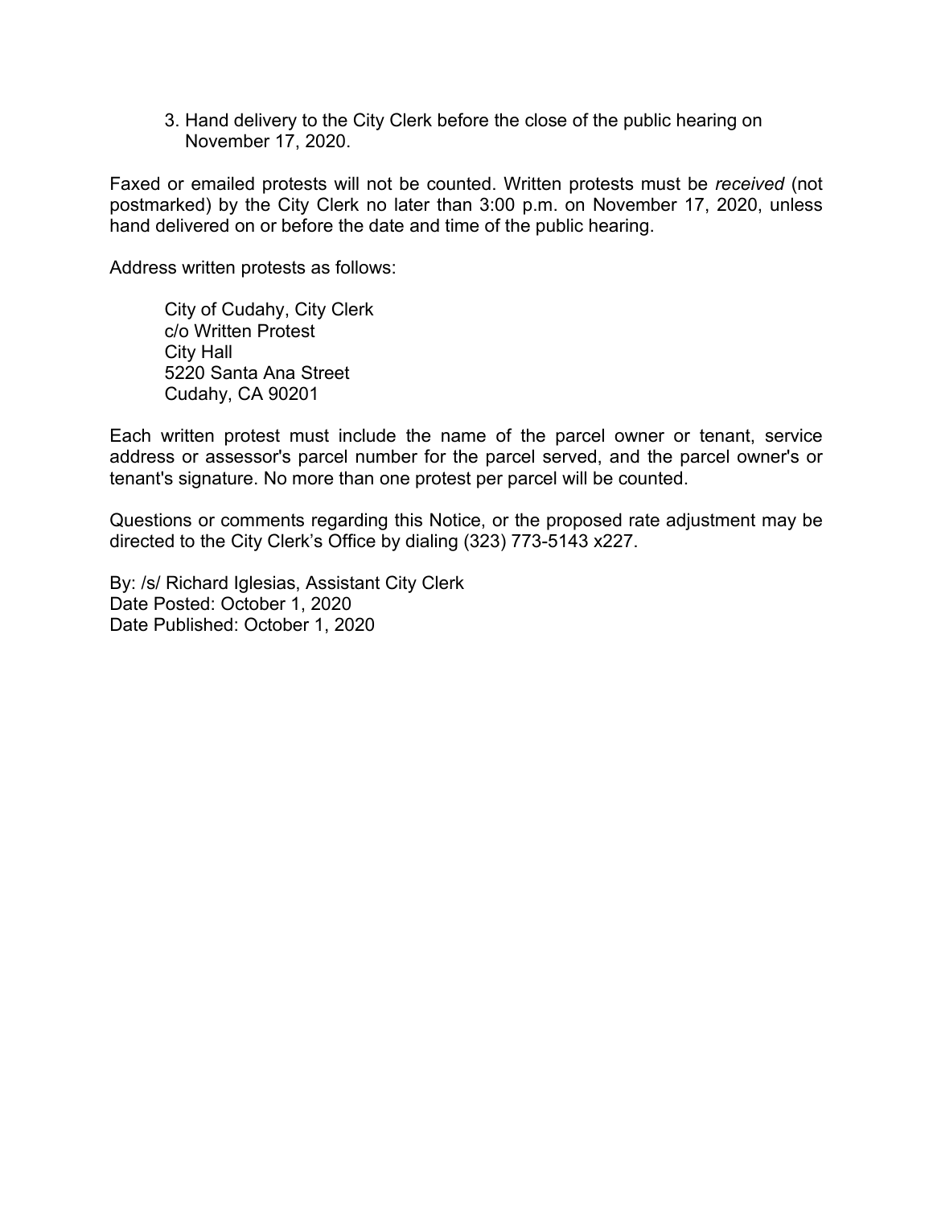3. Hand delivery to the City Clerk before the close of the public hearing on November 17, 2020.

Faxed or emailed protests will not be counted. Written protests must be *received* (not postmarked) by the City Clerk no later than 3:00 p.m. on November 17, 2020, unless hand delivered on or before the date and time of the public hearing.

Address written protests as follows:

City of Cudahy, City Clerk
c/o Written Protest
City Hall
5220 Santa Ana Street
Cudahy, CA 90201

Each written protest must include the name of the parcel owner or tenant, service address or assessor's parcel number for the parcel served, and the parcel owner's or tenant's signature. No more than one protest per parcel will be counted.

Questions or comments regarding this Notice, or the proposed rate adjustment may be directed to the City Clerk's Office by dialing (323) 773-5143 x227.

By: /s/ Richard Iglesias, Assistant City Clerk
Date Posted: October 1, 2020
Date Published: October 1, 2020